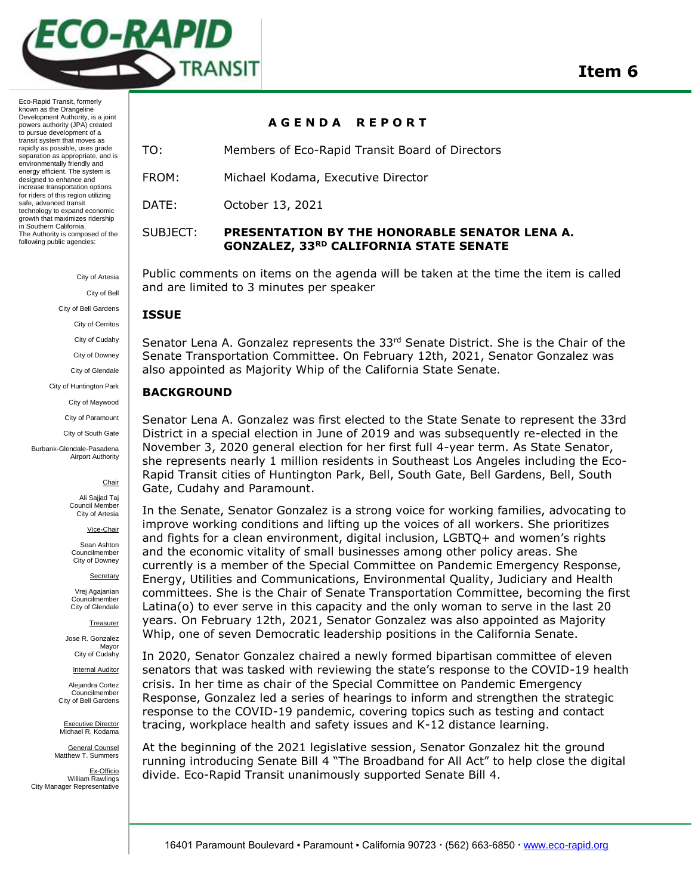# Item 6

Eco-Rapid Transit, formerly known as the Orangeline Development Authority, is a joint powers authority (JPA) created to pursue development of a transit system that moves as rapidly as possible, uses grade separation as appropriate, and is environmentally friendly and energy efficient. The system is designed to enhance and increase transportation options for riders of this region utilizing safe, advanced transit technology to expand economic growth that maximizes ridership in Southern California. The Authority is composed of the following public agencies:

City of Artesia
City of Bell
City of Bell Gardens
City of Cerritos
City of Cudahy
City of Downey
City of Glendale
City of Huntington Park
City of Maywood
City of Paramount
City of South Gate
Burbank-Glendale-Pasadena Airport Authority

Chair
Ali Sajjad Taj
Council Member
City of Artesia

Vice-Chair
Sean Ashton
Councilmember
City of Downey

Secretary
Vrej Agajanian
Councilmember
City of Glendale

Treasurer
Jose R. Gonzalez
Mayor
City of Cudahy

Internal Auditor
Alejandra Cortez
Councilmember
City of Bell Gardens

Executive Director
Michael R. Kodama

General Counsel
Matthew T. Summers

Ex-Officio
William Rawlings
City Manager Representative

## AGENDA REPORT

TO: Members of Eco-Rapid Transit Board of Directors

FROM: Michael Kodama, Executive Director

DATE: October 13, 2021

SUBJECT: **PRESENTATION BY THE HONORABLE SENATOR LENA A. GONZALEZ, 33RD CALIFORNIA STATE SENATE**

Public comments on items on the agenda will be taken at the time the item is called and are limited to 3 minutes per speaker

### ISSUE

Senator Lena A. Gonzalez represents the 33rd Senate District. She is the Chair of the Senate Transportation Committee. On February 12th, 2021, Senator Gonzalez was also appointed as Majority Whip of the California State Senate.

### BACKGROUND

Senator Lena A. Gonzalez was first elected to the State Senate to represent the 33rd District in a special election in June of 2019 and was subsequently re-elected in the November 3, 2020 general election for her first full 4-year term. As State Senator, she represents nearly 1 million residents in Southeast Los Angeles including the Eco-Rapid Transit cities of Huntington Park, Bell, South Gate, Bell Gardens, Bell, South Gate, Cudahy and Paramount.

In the Senate, Senator Gonzalez is a strong voice for working families, advocating to improve working conditions and lifting up the voices of all workers. She prioritizes and fights for a clean environment, digital inclusion, LGBTQ+ and women's rights and the economic vitality of small businesses among other policy areas. She currently is a member of the Special Committee on Pandemic Emergency Response, Energy, Utilities and Communications, Environmental Quality, Judiciary and Health committees. She is the Chair of Senate Transportation Committee, becoming the first Latina(o) to ever serve in this capacity and the only woman to serve in the last 20 years. On February 12th, 2021, Senator Gonzalez was also appointed as Majority Whip, one of seven Democratic leadership positions in the California Senate.

In 2020, Senator Gonzalez chaired a newly formed bipartisan committee of eleven senators that was tasked with reviewing the state's response to the COVID-19 health crisis. In her time as chair of the Special Committee on Pandemic Emergency Response, Gonzalez led a series of hearings to inform and strengthen the strategic response to the COVID-19 pandemic, covering topics such as testing and contact tracing, workplace health and safety issues and K-12 distance learning.

At the beginning of the 2021 legislative session, Senator Gonzalez hit the ground running introducing Senate Bill 4 "The Broadband for All Act" to help close the digital divide. Eco-Rapid Transit unanimously supported Senate Bill 4.

16401 Paramount Boulevard ▪ Paramount ▪ California 90723 · (562) 663-6850 · www.eco-rapid.org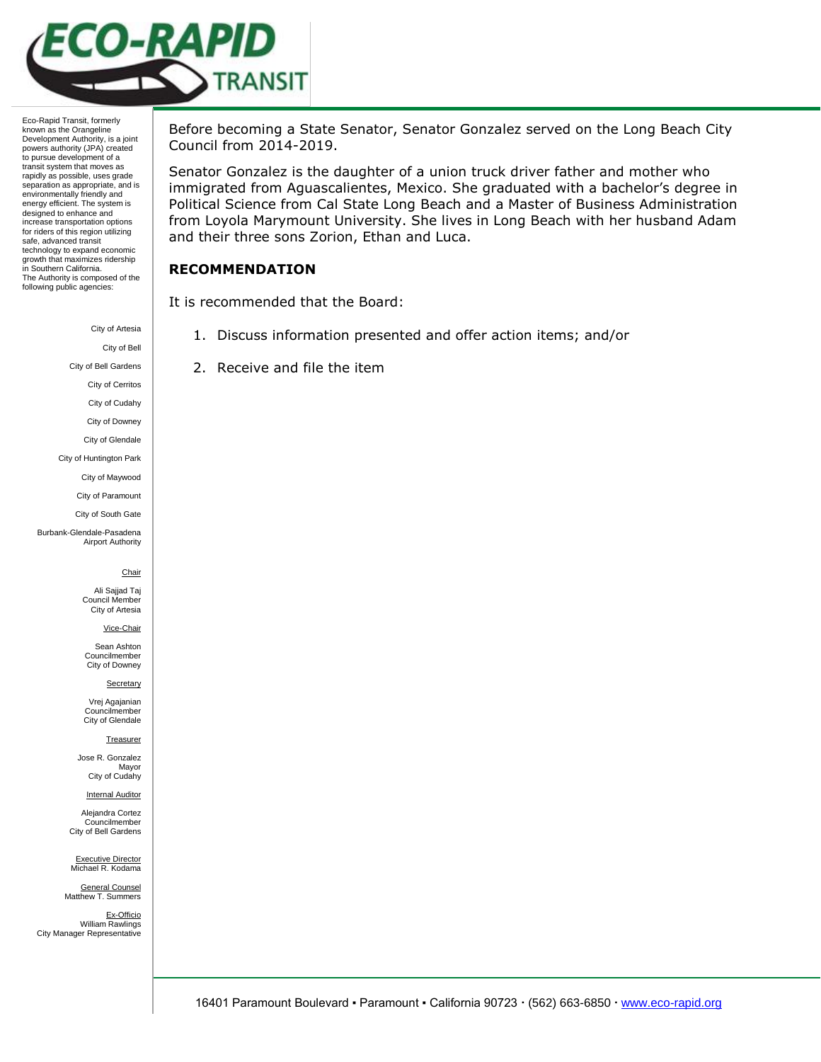Eco-Rapid Transit, formerly known as the Orangeline Development Authority, is a joint powers authority (JPA) created to pursue development of a transit system that moves as rapidly as possible, uses grade separation as appropriate, and is environmentally friendly and energy efficient. The system is designed to enhance and increase transportation options for riders of this region utilizing safe, advanced transit technology to expand economic growth that maximizes ridership in Southern California.
The Authority is composed of the following public agencies:

City of Artesia
City of Bell
City of Bell Gardens
City of Cerritos
City of Cudahy
City of Downey
City of Glendale
City of Huntington Park
City of Maywood
City of Paramount
City of South Gate
Burbank-Glendale-Pasadena Airport Authority

Chair
Ali Sajjad Taj
Council Member
City of Artesia

Vice-Chair
Sean Ashton
Councilmember
City of Downey

Secretary
Vrej Agajanian
Councilmember
City of Glendale

Treasurer
Jose R. Gonzalez
Mayor
City of Cudahy

Internal Auditor
Alejandra Cortez
Councilmember
City of Bell Gardens

Executive Director
Michael R. Kodama

General Counsel
Matthew T. Summers

Ex-Officio
William Rawlings
City Manager Representative

Before becoming a State Senator, Senator Gonzalez served on the Long Beach City Council from 2014-2019.

Senator Gonzalez is the daughter of a union truck driver father and mother who immigrated from Aguascalientes, Mexico. She graduated with a bachelor's degree in Political Science from Cal State Long Beach and a Master of Business Administration from Loyola Marymount University. She lives in Long Beach with her husband Adam and their three sons Zorion, Ethan and Luca.

## RECOMMENDATION

It is recommended that the Board:

1. Discuss information presented and offer action items; and/or
2. Receive and file the item

16401 Paramount Boulevard ▪ Paramount ▪ California 90723 · (562) 663-6850 · www.eco-rapid.org